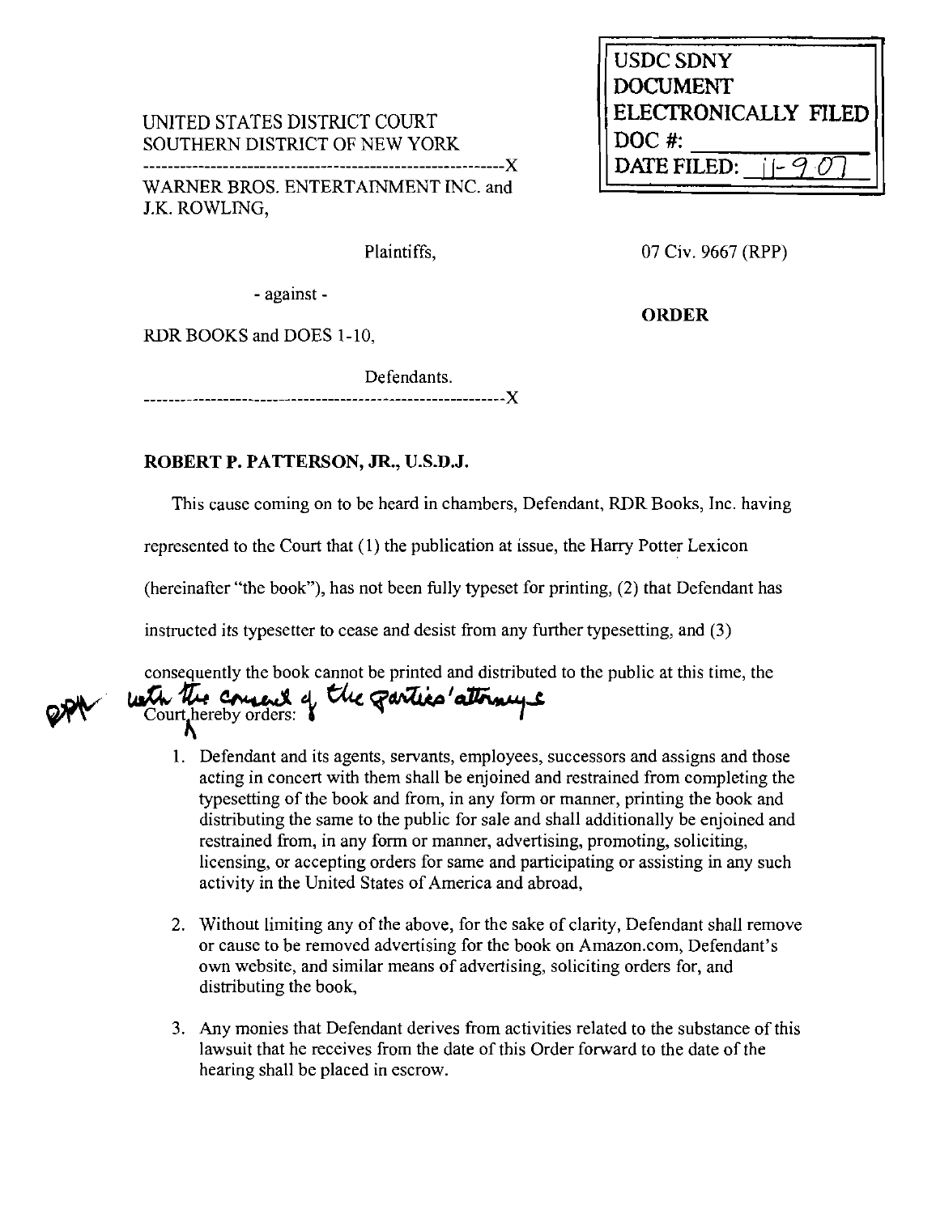UNITED STATES DISTRICT COURT
SOUTHERN DISTRICT OF NEW YORK

-----------------------------------------------------------X

WARNER BROS. ENTERTAINMENT INC. and
J.K. ROWLING,

Plaintiffs,

- against -

RDR BOOKS and DOES 1-10,

Defendants.

-----------------------------------------------------------X

USDC SDNY
DOCUMENT
ELECTRONICALLY FILED
DOC #: ______
DATE FILED: 11-9-07

07 Civ. 9667 (RPP)

**ORDER**

**ROBERT P. PATTERSON, JR., U.S.D.J.**

This cause coming on to be heard in chambers, Defendant, RDR Books, Inc. having represented to the Court that (1) the publication at issue, the Harry Potter Lexicon (hereinafter "the book"), has not been fully typeset for printing, (2) that Defendant has instructed its typesetter to cease and desist from any further typesetting, and (3) consequently the book cannot be printed and distributed to the public at this time, the Court, with the consent of the parties' attorneys, hereby orders: RPP

1. Defendant and its agents, servants, employees, successors and assigns and those acting in concert with them shall be enjoined and restrained from completing the typesetting of the book and from, in any form or manner, printing the book and distributing the same to the public for sale and shall additionally be enjoined and restrained from, in any form or manner, advertising, promoting, soliciting, licensing, or accepting orders for same and participating or assisting in any such activity in the United States of America and abroad,

2. Without limiting any of the above, for the sake of clarity, Defendant shall remove or cause to be removed advertising for the book on Amazon.com, Defendant's own website, and similar means of advertising, soliciting orders for, and distributing the book,

3. Any monies that Defendant derives from activities related to the substance of this lawsuit that he receives from the date of this Order forward to the date of the hearing shall be placed in escrow.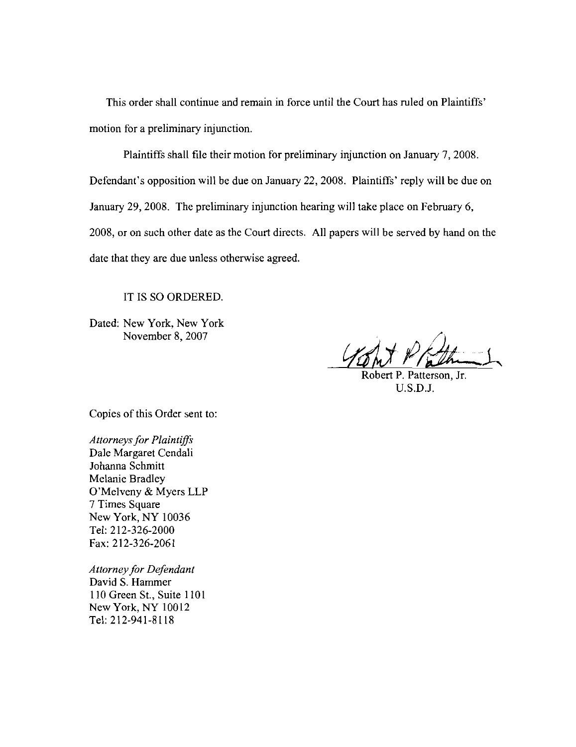This order shall continue and remain in force until the Court has ruled on Plaintiffs' motion for a preliminary injunction.

Plaintiffs shall file their motion for preliminary injunction on January 7, 2008. Defendant's opposition will be due on January 22, 2008. Plaintiffs' reply will be due on January 29, 2008. The preliminary injunction hearing will take place on February 6, 2008, or on such other date as the Court directs. All papers will be served by hand on the date that they are due unless otherwise agreed.

IT IS SO ORDERED.

Dated: New York, New York
November 8, 2007

Robert P. Patterson, Jr.
U.S.D.J.

Copies of this Order sent to:

*Attorneys for Plaintiffs*
Dale Margaret Cendali
Johanna Schmitt
Melanie Bradley
O'Melveny & Myers LLP
7 Times Square
New York, NY 10036
Tel: 212-326-2000
Fax: 212-326-2061

*Attorney for Defendant*
David S. Hammer
110 Green St., Suite 1101
New York, NY 10012
Tel: 212-941-8118